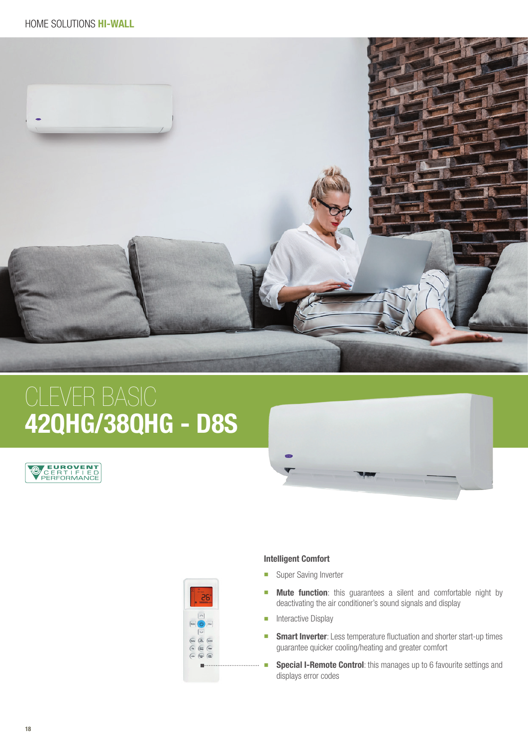HOME SOLUTIONS **HI-WALL**

# CLEVER BASIC
# 42QHG/38QHG - D8S

EUROVENT CERTIFIED PERFORMANCE

### Intelligent Comfort

- Super Saving Inverter
- **Mute function**: this guarantees a silent and comfortable night by deactivating the air conditioner's sound signals and display
- Interactive Display
- **Smart Inverter**: Less temperature fluctuation and shorter start-up times guarantee quicker cooling/heating and greater comfort
- **Special I-Remote Control**: this manages up to 6 favourite settings and displays error codes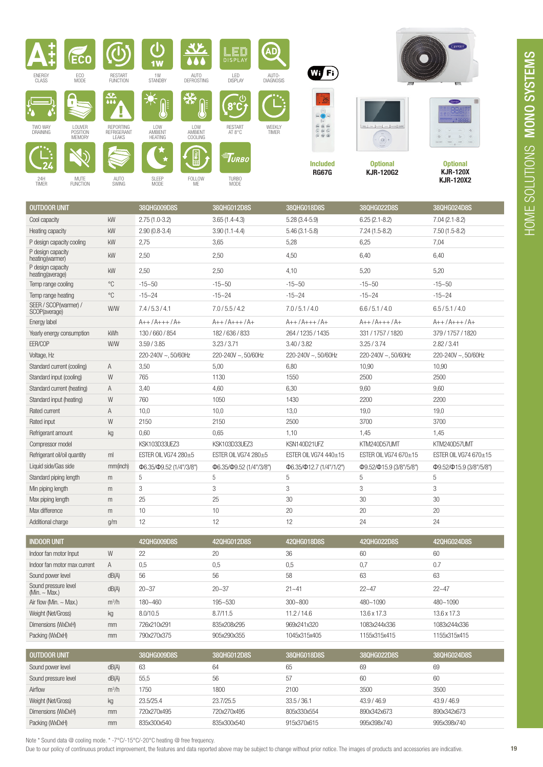ENERGY CLASS
ECO MODE
RESTART FUNCTION
1W STANDBY
AUTO DEFROSTING
LED DISPLAY
AUTO-DIAGNOSIS
TWO WAY DRAINING
LOUVER POSITION MEMORY
REPORTING REFRIGERANT LEAKS
LOW AMBIENT HEATING
LOW AMBIENT COOLING
RESTART AT 8°C
WEEKLY TIMER
24H TIMER
MUTE FUNCTION
AUTO SWING
SLEEP MODE
FOLLOW ME
TURBO MODE

**Included** RG67G

**Optional** KJR-120G2

**Optional** KJR-120X KJR-120X2

| OUTDOOR UNIT | | 38QHG009D8S | 38QHG012D8S | 38QHG018D8S | 38QHG022D8S | 38QHG024D8S |
|---|---|---|---|---|---|---|
| Cool capacity | kW | 2.75 (1.0-3.2) | 3.65 (1.4-4.3) | 5.28 (3.4-5.9) | 6.25 (2.1-8.2) | 7.04 (2.1-8.2) |
| Heating capacity | kW | 2.90 (0.8-3.4) | 3.90 (1.1-4.4) | 5.46 (3.1-5.8) | 7.24 (1.5-8.2) | 7.50 (1.5-8.2) |
| P design capacity cooling | kW | 2,75 | 3,65 | 5,28 | 6,25 | 7,04 |
| P design capacity heating(warmer) | kW | 2,50 | 2,50 | 4,50 | 6,40 | 6,40 |
| P design capacity heating(average) | kW | 2,50 | 2,50 | 4,10 | 5,20 | 5,20 |
| Temp range cooling | °C | -15~50 | -15~50 | -15~50 | -15~50 | -15~50 |
| Temp range heating | °C | -15~24 | -15~24 | -15~24 | -15~24 | -15~24 |
| SEER / SCOP(warmer) / SCOP(average) | W/W | 7.4 / 5.3 / 4.1 | 7.0 / 5.5 / 4.2 | 7.0 / 5.1 / 4.0 | 6.6 / 5.1 / 4.0 | 6.5 / 5.1 / 4.0 |
| Energy label | | A++ / A+++ / A+ | A++ / A+++ / A+ | A++ / A+++ / A+ | A++ / A+++ / A+ | A++ / A+++ / A+ |
| Yearly energy consumption | kWh | 130 / 660 / 854 | 182 / 636 / 833 | 264 / 1235 / 1435 | 331 / 1757 / 1820 | 379 / 1757 / 1820 |
| EER/COP | W/W | 3.59 / 3.85 | 3.23 / 3.71 | 3.40 / 3.82 | 3.25 / 3.74 | 2.82 / 3.41 |
| Voltage, Hz | | 220-240V ~, 50/60Hz | 220-240V ~, 50/60Hz | 220-240V ~, 50/60Hz | 220-240V ~, 50/60Hz | 220-240V ~, 50/60Hz |
| Standard current (cooling) | A | 3,50 | 5,00 | 6,80 | 10,90 | 10,90 |
| Standard input (cooling) | W | 765 | 1130 | 1550 | 2500 | 2500 |
| Standard current (heating) | A | 3,40 | 4,60 | 6,30 | 9,60 | 9,60 |
| Standard input (heating) | W | 760 | 1050 | 1430 | 2200 | 2200 |
| Rated current | A | 10,0 | 10,0 | 13,0 | 19,0 | 19,0 |
| Rated input | W | 2150 | 2150 | 2500 | 3700 | 3700 |
| Refrigerant amount | kg | 0,60 | 0,65 | 1,10 | 1,45 | 1,45 |
| Compressor model | | KSK103D33UEZ3 | KSK103D33UEZ3 | KSN140D21UFZ | KTM240D57UMT | KTM240D57UMT |
| Refrigerant oil/oil quantity | ml | ESTER OIL VG74 280±5 | ESTER OIL VG74 280±5 | ESTER OIL VG74 440±15 | ESTER OIL VG74 670±15 | ESTER OIL VG74 670±15 |
| Liquid side/Gas side | mm(inch) | Φ6.35/Φ9.52 (1/4"/3/8") | Φ6.35/Φ9.52 (1/4"/3/8") | Φ6.35/Φ12.7 (1/4"/1/2") | Φ9.52/Φ15.9 (3/8"/5/8") | Φ9.52/Φ15.9 (3/8"/5/8") |
| Standard piping length | m | 5 | 5 | 5 | 5 | 5 |
| Min piping length | m | 3 | 3 | 3 | 3 | 3 |
| Max piping length | m | 25 | 25 | 30 | 30 | 30 |
| Max difference | m | 10 | 10 | 20 | 20 | 20 |
| Additional charge | g/m | 12 | 12 | 12 | 24 | 24 |

| INDOOR UNIT | | 42QHG009D8S | 42QHG012D8S | 42QHG018D8S | 42QHG022D8S | 42QHG024D8S |
|---|---|---|---|---|---|---|
| Indoor fan motor Input | W | 22 | 20 | 36 | 60 | 60 |
| Indoor fan motor max current | A | 0,5 | 0,5 | 0,5 | 0,7 | 0.7 |
| Sound power level | dB(A) | 56 | 56 | 58 | 63 | 63 |
| Sound pressure level (Min. ~ Max.) | dB(A) | 20~37 | 20~37 | 21~41 | 22~47 | 22~47 |
| Air flow (Min. ~ Max.) | m³/h | 180~460 | 195~530 | 300~800 | 480~1090 | 480~1090 |
| Weight (Net/Gross) | kg | 8.0/10.5 | 8.7/11.5 | 11.2 / 14.6 | 13.6 x 17.3 | 13.6 x 17.3 |
| Dimensions (WxDxH) | mm | 726x210x291 | 835x208x295 | 969x241x320 | 1083x244x336 | 1083x244x336 |
| Packing (WxDxH) | mm | 790x270x375 | 905x290x355 | 1045x315x405 | 1155x315x415 | 1155x315x415 |

| OUTDOOR UNIT | | 38QHG009D8S | 38QHG012D8S | 38QHG018D8S | 38QHG022D8S | 38QHG024D8S |
|---|---|---|---|---|---|---|
| Sound power level | dB(A) | 63 | 64 | 65 | 69 | 69 |
| Sound pressure level | dB(A) | 55,5 | 56 | 57 | 60 | 60 |
| Airflow | m³/h | 1750 | 1800 | 2100 | 3500 | 3500 |
| Weight (Net/Gross) | kg | 23.5/25.4 | 23.7/25.5 | 33.5 / 36.1 | 43.9 / 46.9 | 43.9 / 46.9 |
| Dimensions (WxDxH) | mm | 720x270x495 | 720x270x495 | 805x330x554 | 890x342x673 | 890x342x673 |
| Packing (WxDxH) | mm | 835x300x540 | 835x300x540 | 915x370x615 | 995x398x740 | 995x398x740 |

Note * Sound data @ cooling mode. * -7°C/-15°C/-20°C heating @ free frequency.

Due to our policy of continuous product improvement, the features and data reported above may be subject to change without prior notice. The images of products and accessories are indicative.